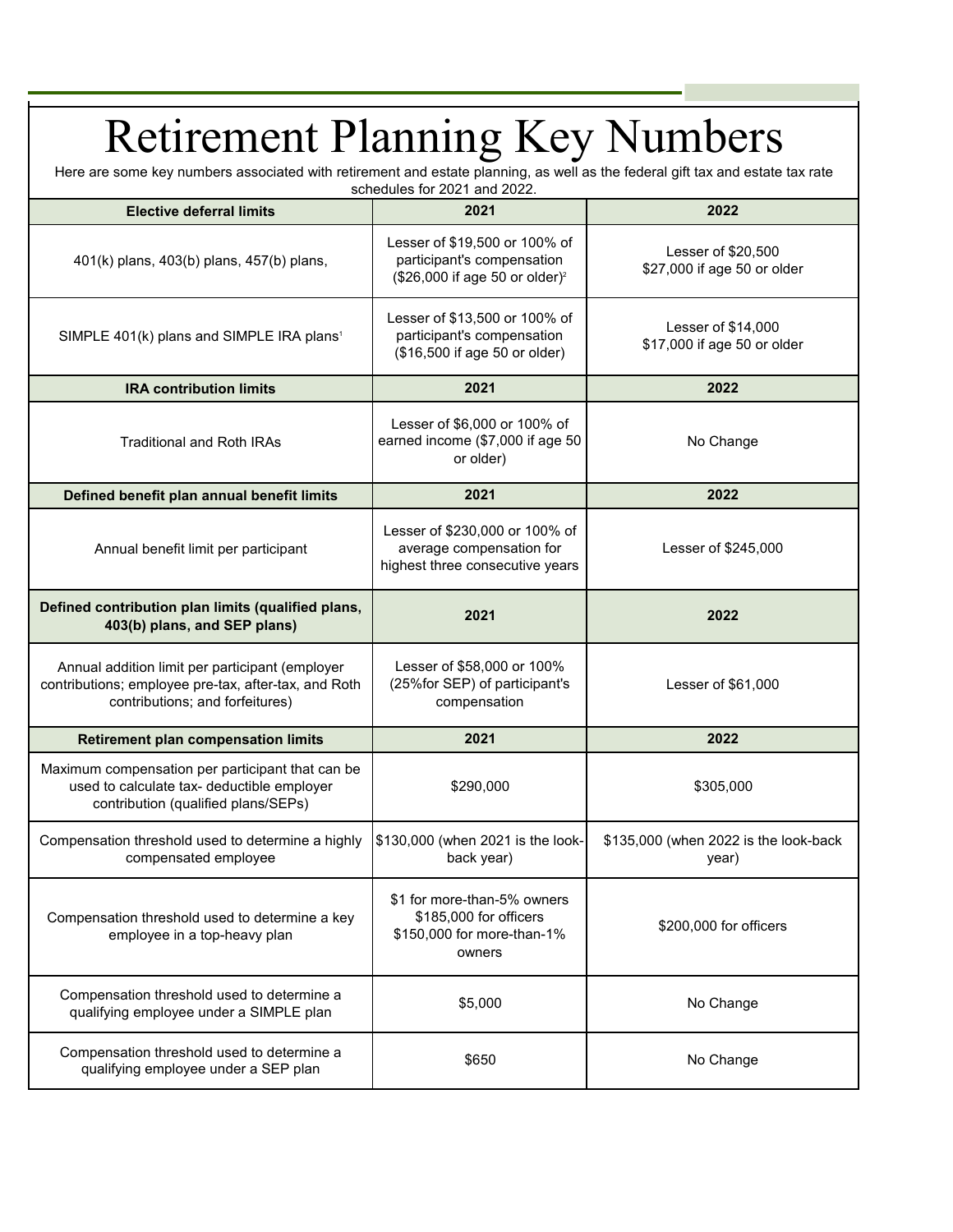# Retirement Planning Key Numbers

Here are some key numbers associated with retirement and estate planning, as well as the federal gift tax and estate tax rate schedules for 2021 and 2022.

| **Elective deferral limits** | **2021** | **2022** |
|---|---|---|
| 401(k) plans, 403(b) plans, 457(b) plans, | Lesser of $19,500 or 100% of participant's compensation ($26,000 if age 50 or older)[2] | Lesser of $20,500 $27,000 if age 50 or older |
| SIMPLE 401(k) plans and SIMPLE IRA plans[1] | Lesser of $13,500 or 100% of participant's compensation ($16,500 if age 50 or older) | Lesser of $14,000 $17,000 if age 50 or older |
| **IRA contribution limits** | **2021** | **2022** |
| Traditional and Roth IRAs | Lesser of $6,000 or 100% of earned income ($7,000 if age 50 or older) | No Change |
| **Defined benefit plan annual benefit limits** | **2021** | **2022** |
| Annual benefit limit per participant | Lesser of $230,000 or 100% of average compensation for highest three consecutive years | Lesser of $245,000 |
| **Defined contribution plan limits (qualified plans, 403(b) plans, and SEP plans)** | **2021** | **2022** |
| Annual addition limit per participant (employer contributions; employee pre-tax, after-tax, and Roth contributions; and forfeitures) | Lesser of $58,000 or 100% (25%for SEP) of participant's compensation | Lesser of $61,000 |
| **Retirement plan compensation limits** | **2021** | **2022** |
| Maximum compensation per participant that can be used to calculate tax- deductible employer contribution (qualified plans/SEPs) | $290,000 | $305,000 |
| Compensation threshold used to determine a highly compensated employee | $130,000 (when 2021 is the look-back year) | $135,000 (when 2022 is the look-back year) |
| Compensation threshold used to determine a key employee in a top-heavy plan | $1 for more-than-5% owners $185,000 for officers $150,000 for more-than-1% owners | $200,000 for officers |
| Compensation threshold used to determine a qualifying employee under a SIMPLE plan | $5,000 | No Change |
| Compensation threshold used to determine a qualifying employee under a SEP plan | $650 | No Change |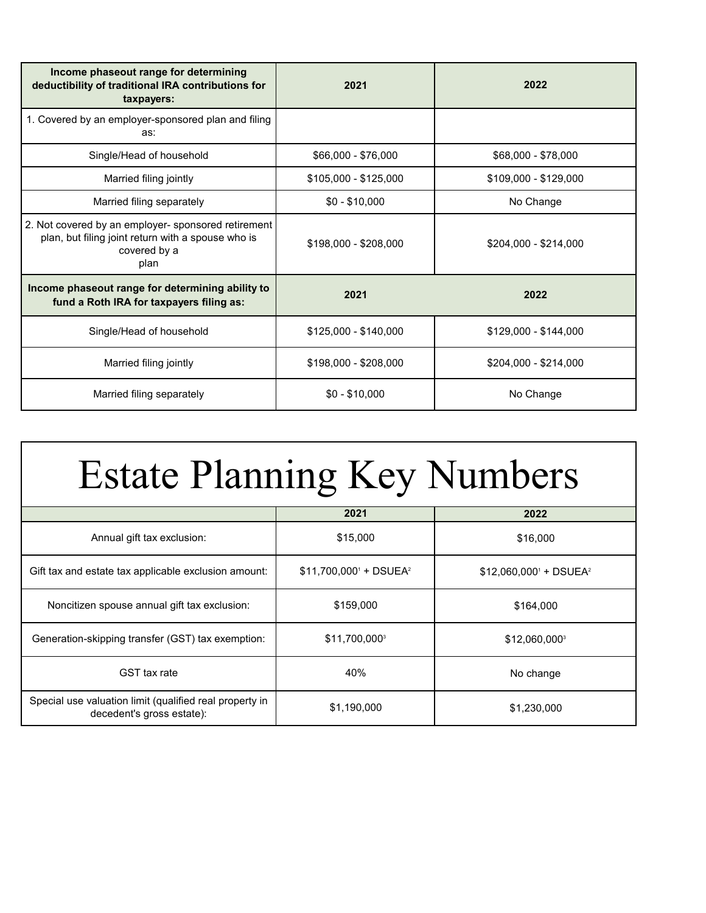| Income phaseout range for determining deductibility of traditional IRA contributions for taxpayers: | 2021 | 2022 |
|---|---|---|
| 1. Covered by an employer-sponsored plan and filing as: | | |
| Single/Head of household | $66,000 - $76,000 | $68,000 - $78,000 |
| Married filing jointly | $105,000 - $125,000 | $109,000 - $129,000 |
| Married filing separately | $0 - $10,000 | No Change |
| 2. Not covered by an employer- sponsored retirement plan, but filing joint return with a spouse who is covered by a plan | $198,000 - $208,000 | $204,000 - $214,000 |
| **Income phaseout range for determining ability to fund a Roth IRA for taxpayers filing as:** | **2021** | **2022** |
| Single/Head of household | $125,000 - $140,000 | $129,000 - $144,000 |
| Married filing jointly | $198,000 - $208,000 | $204,000 - $214,000 |
| Married filing separately | $0 - $10,000 | No Change |

# Estate Planning Key Numbers

| | 2021 | 2022 |
|---|---|---|
| Annual gift tax exclusion: | $15,000 | $16,000 |
| Gift tax and estate tax applicable exclusion amount: | $11,700,000[1] + DSUEA[2] | $12,060,000[1] + DSUEA[2] |
| Noncitizen spouse annual gift tax exclusion: | $159,000 | $164,000 |
| Generation-skipping transfer (GST) tax exemption: | $11,700,000[3] | $12,060,000[3] |
| GST tax rate | 40% | No change |
| Special use valuation limit (qualified real property in decedent's gross estate): | $1,190,000 | $1,230,000 |